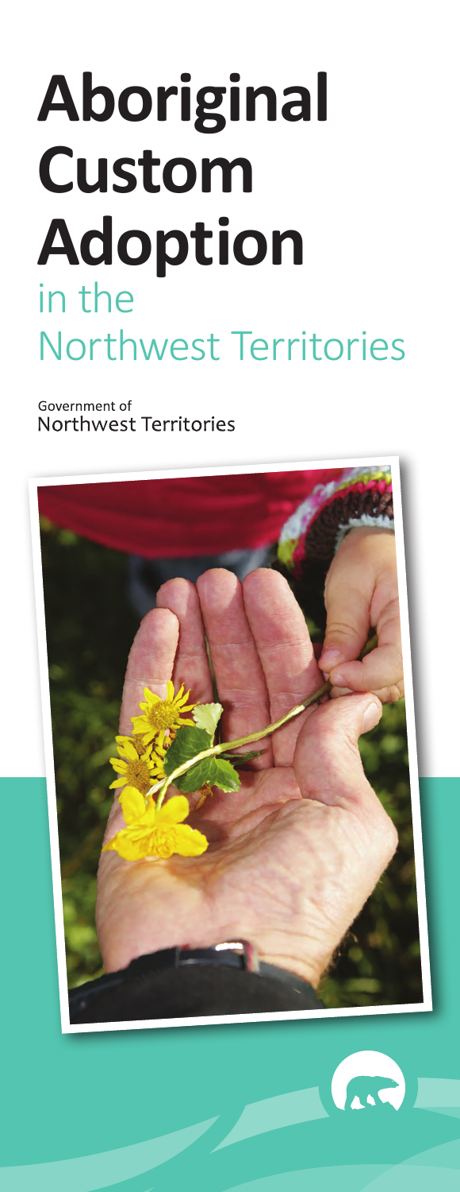# Aboriginal Custom Adoption

## in the Northwest Territories

Government of Northwest Territories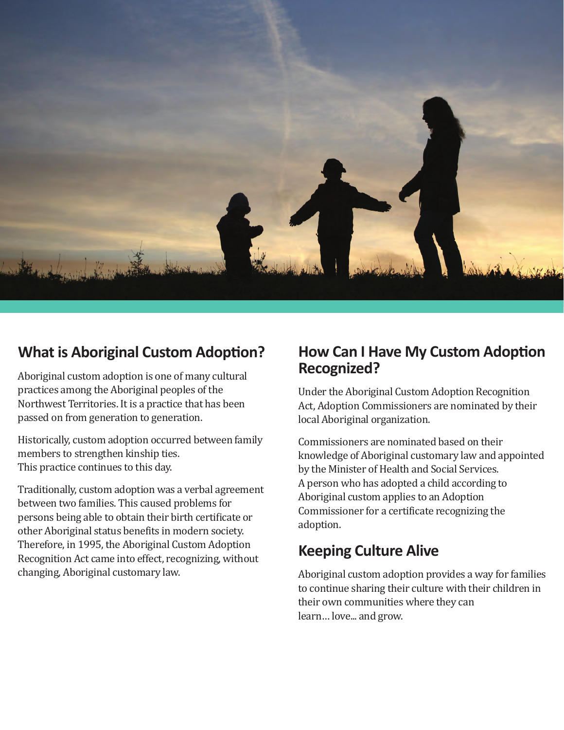## What is Aboriginal Custom Adoption?

Aboriginal custom adoption is one of many cultural practices among the Aboriginal peoples of the Northwest Territories. It is a practice that has been passed on from generation to generation.

Historically, custom adoption occurred between family members to strengthen kinship ties. This practice continues to this day.

Traditionally, custom adoption was a verbal agreement between two families. This caused problems for persons being able to obtain their birth certificate or other Aboriginal status benefits in modern society. Therefore, in 1995, the Aboriginal Custom Adoption Recognition Act came into effect, recognizing, without changing, Aboriginal customary law.

## How Can I Have My Custom Adoption Recognized?

Under the Aboriginal Custom Adoption Recognition Act, Adoption Commissioners are nominated by their local Aboriginal organization.

Commissioners are nominated based on their knowledge of Aboriginal customary law and appointed by the Minister of Health and Social Services. A person who has adopted a child according to Aboriginal custom applies to an Adoption Commissioner for a certificate recognizing the adoption.

## Keeping Culture Alive

Aboriginal custom adoption provides a way for families to continue sharing their culture with their children in their own communities where they can learn… love... and grow.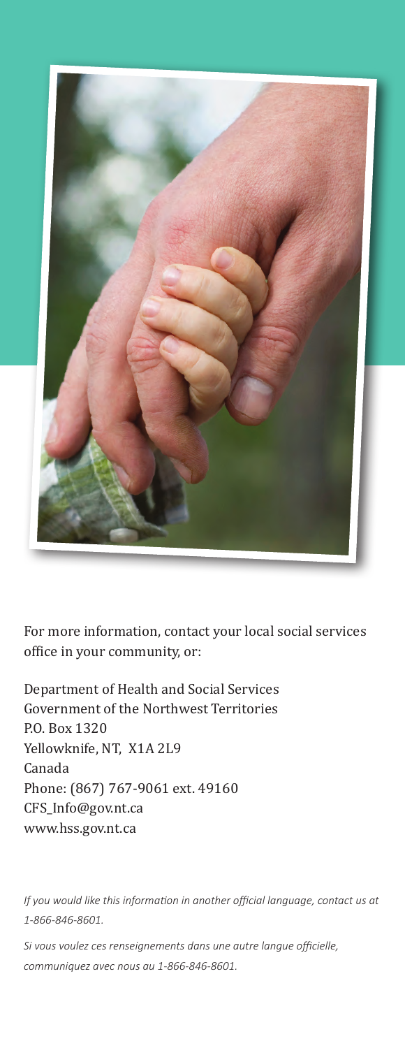For more information, contact your local social services office in your community, or:

Department of Health and Social Services
Government of the Northwest Territories
P.O. Box 1320
Yellowknife, NT, X1A 2L9
Canada
Phone: (867) 767-9061 ext. 49160
CFS_Info@gov.nt.ca
www.hss.gov.nt.ca

*If you would like this information in another official language, contact us at 1-866-846-8601.*

*Si vous voulez ces renseignements dans une autre langue officielle, communiquez avec nous au 1-866-846-8601.*